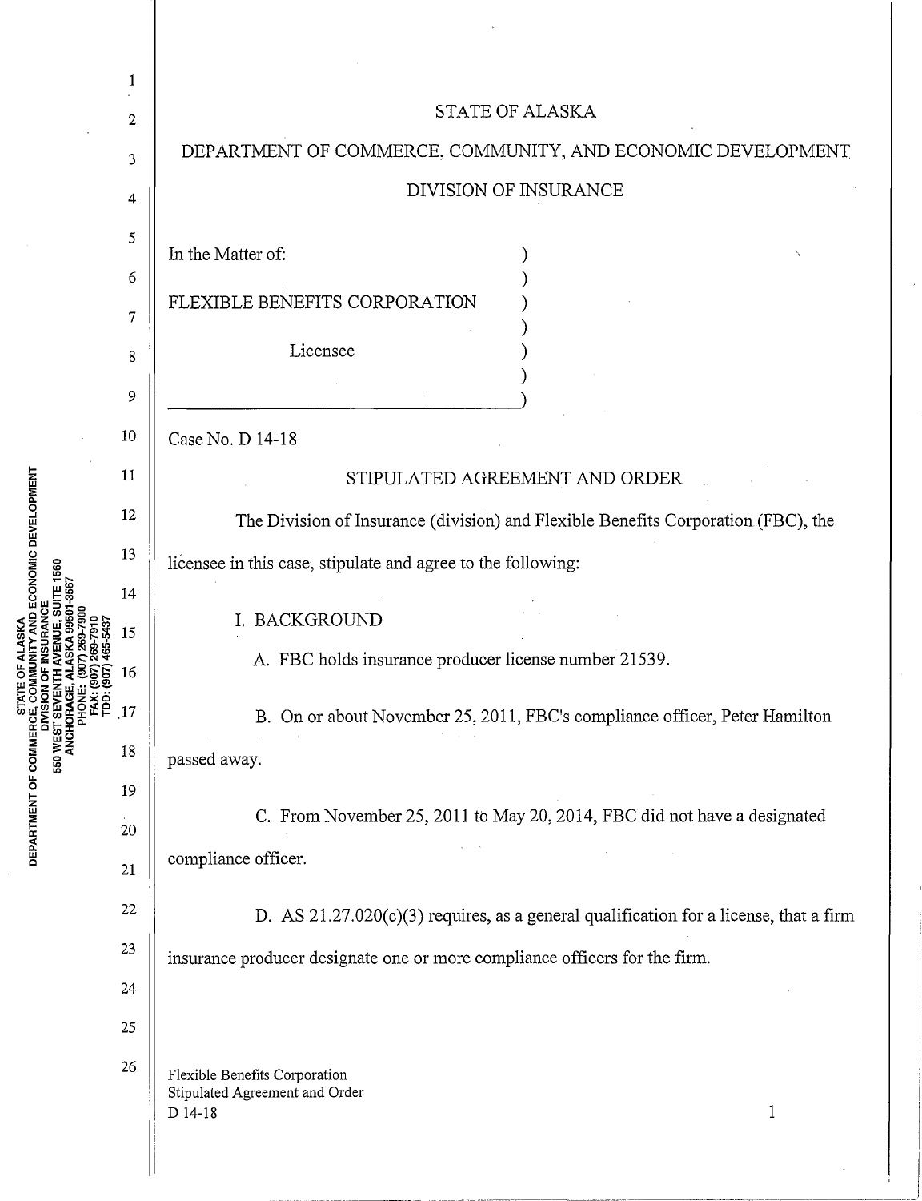STATE OF ALASKA

DEPARTMENT OF COMMERCE, COMMUNITY, AND ECONOMIC DEVELOPMENT

DIVISION OF INSURANCE

In the Matter of:

FLEXIBLE BENEFITS CORPORATION

Licensee

Case No. D 14-18

## STIPULATED AGREEMENT AND ORDER

The Division of Insurance (division) and Flexible Benefits Corporation (FBC), the licensee in this case, stipulate and agree to the following:

### I. BACKGROUND

A. FBC holds insurance producer license number 21539.

B. On or about November 25, 2011, FBC's compliance officer, Peter Hamilton passed away.

C. From November 25, 2011 to May 20, 2014, FBC did not have a designated compliance officer.

D. AS 21.27.020(c)(3) requires, as a general qualification for a license, that a firm insurance producer designate one or more compliance officers for the firm.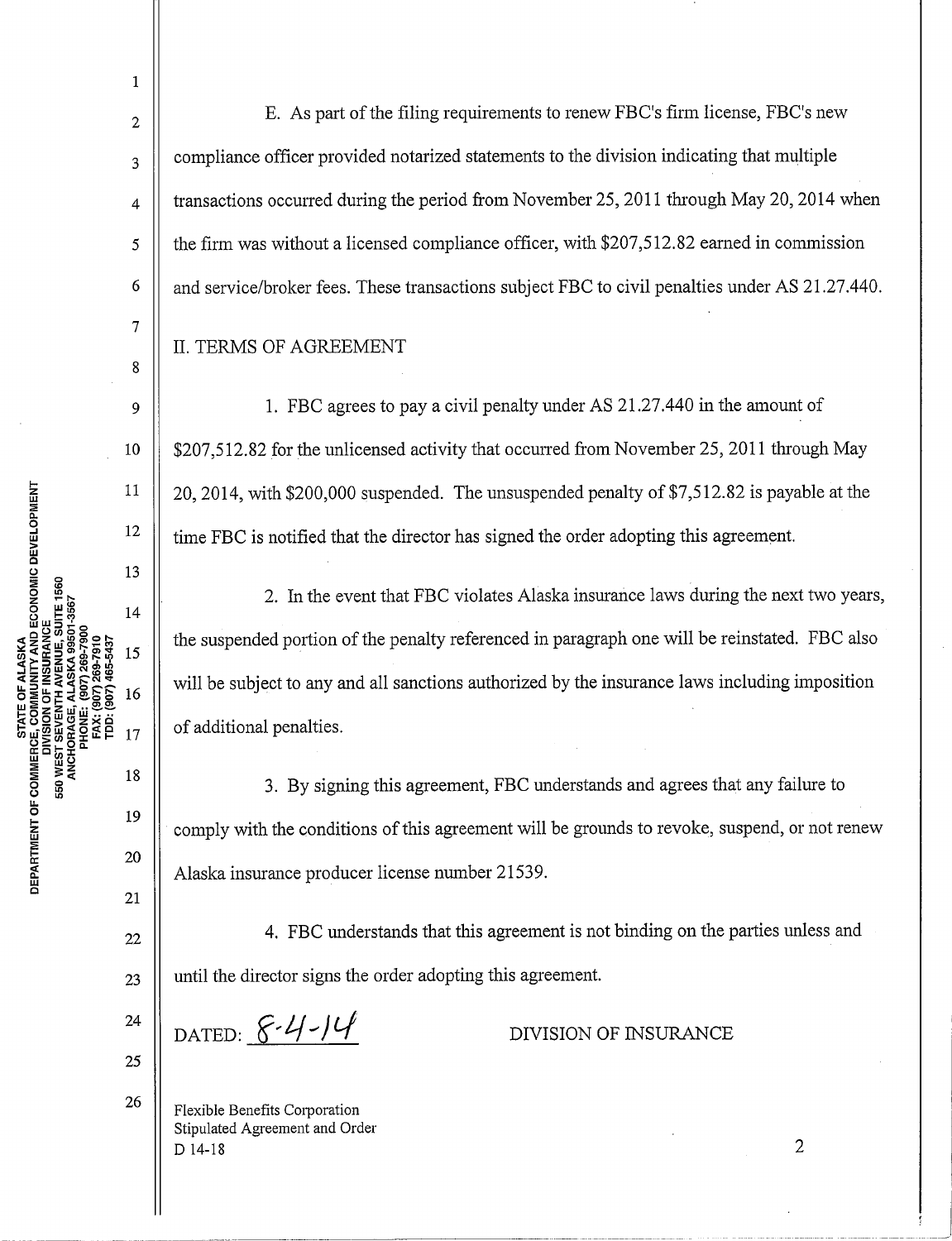E. As part of the filing requirements to renew FBC's firm license, FBC's new compliance officer provided notarized statements to the division indicating that multiple transactions occurred during the period from November 25, 2011 through May 20, 2014 when the firm was without a licensed compliance officer, with $207,512.82 earned in commission and service/broker fees. These transactions subject FBC to civil penalties under AS 21.27.440.

## II. TERMS OF AGREEMENT

1. FBC agrees to pay a civil penalty under AS 21.27.440 in the amount of $207,512.82 for the unlicensed activity that occurred from November 25, 2011 through May 20, 2014, with $200,000 suspended. The unsuspended penalty of $7,512.82 is payable at the time FBC is notified that the director has signed the order adopting this agreement.

2. In the event that FBC violates Alaska insurance laws during the next two years, the suspended portion of the penalty referenced in paragraph one will be reinstated. FBC also will be subject to any and all sanctions authorized by the insurance laws including imposition of additional penalties.

3. By signing this agreement, FBC understands and agrees that any failure to comply with the conditions of this agreement will be grounds to revoke, suspend, or not renew Alaska insurance producer license number 21539.

4. FBC understands that this agreement is not binding on the parties unless and until the director signs the order adopting this agreement.

DATED: 8-4-14

DIVISION OF INSURANCE

Flexible Benefits Corporation
Stipulated Agreement and Order
D 14-18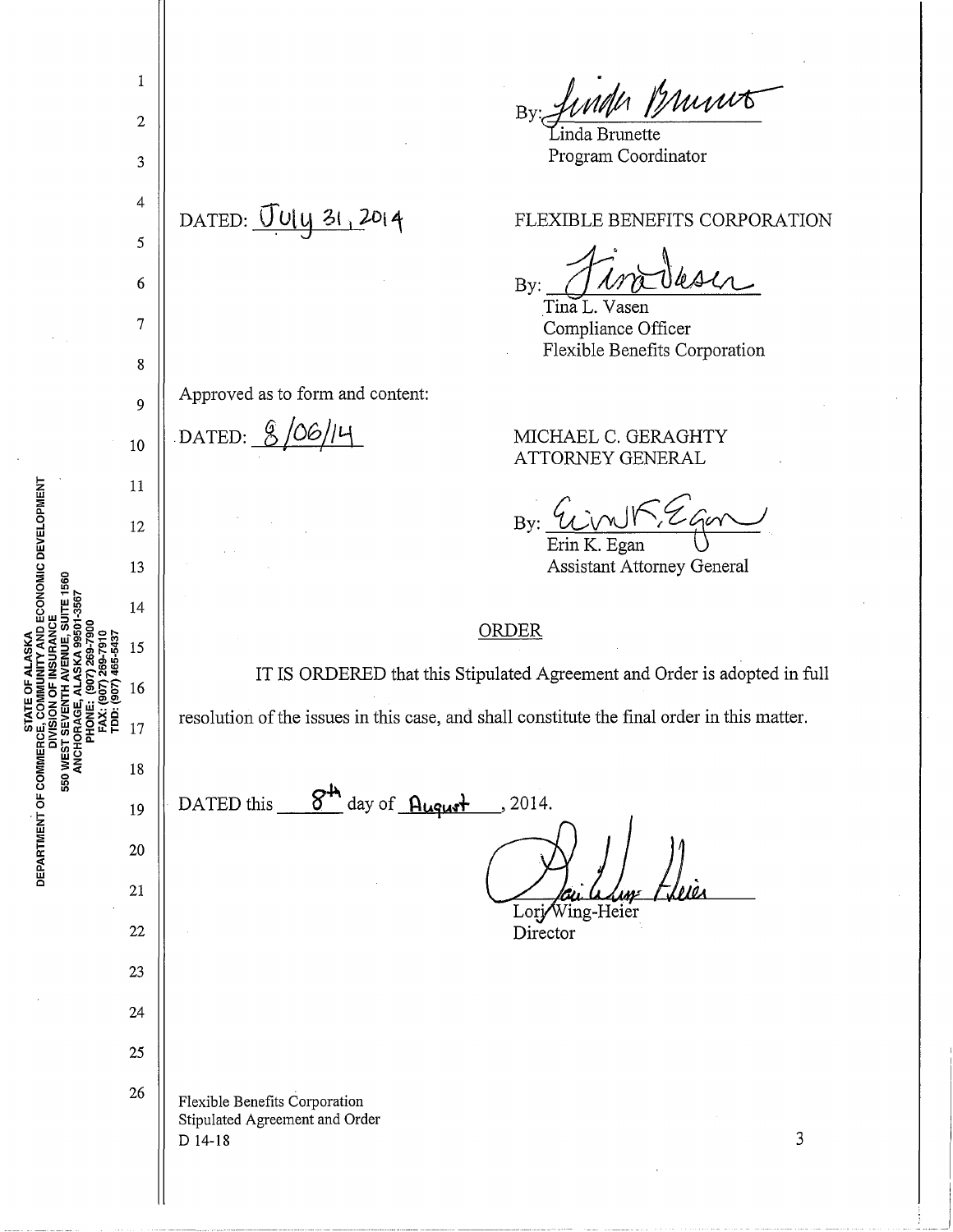By: Linda Brunette
Linda Brunette
Program Coordinator

DATED: July 31, 2014

FLEXIBLE BENEFITS CORPORATION

By: Tina Vasen
Tina L. Vasen
Compliance Officer
Flexible Benefits Corporation

Approved as to form and content:

DATED: 8/06/14

MICHAEL C. GERAGHTY
ATTORNEY GENERAL

By: Erin K. Egan
Erin K. Egan
Assistant Attorney General

## ORDER

IT IS ORDERED that this Stipulated Agreement and Order is adopted in full resolution of the issues in this case, and shall constitute the final order in this matter.

DATED this 8th day of August, 2014.

Lori Wing-Heier
Lori Wing-Heier
Director

Flexible Benefits Corporation
Stipulated Agreement and Order
D 14-18